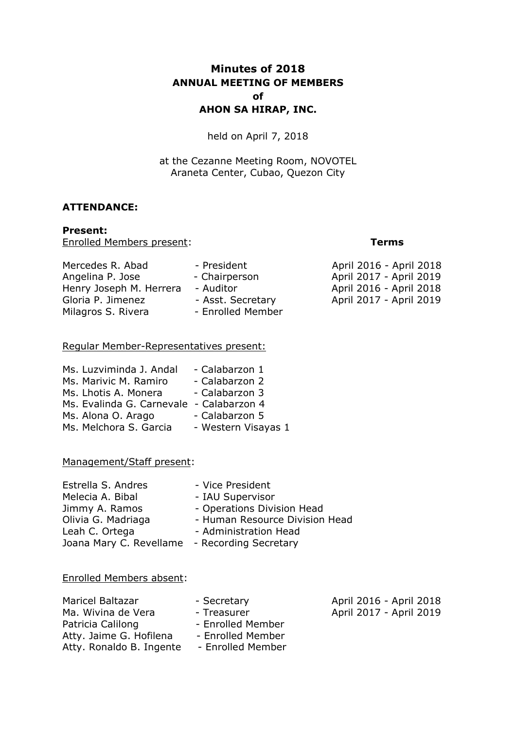# Minutes of 2018
## ANNUAL MEETING OF MEMBERS
## of
## AHON SA HIRAP, INC.

held on April 7, 2018

at the Cezanne Meeting Room, NOVOTEL
Araneta Center, Cubao, Quezon City

**ATTENDANCE:**

**Present:**

Enrolled Members present:

| Name | Position | **Terms** |
|---|---|---|
| Mercedes R. Abad | - President | April 2016 - April 2018 |
| Angelina P. Jose | - Chairperson | April 2017 - April 2019 |
| Henry Joseph M. Herrera | - Auditor | April 2016 - April 2018 |
| Gloria P. Jimenez | - Asst. Secretary | April 2017 - April 2019 |
| Milagros S. Rivera | - Enrolled Member | |

Regular Member-Representatives present:

| Name | Region |
|---|---|
| Ms. Luzviminda J. Andal | - Calabarzon 1 |
| Ms. Marivic M. Ramiro | - Calabarzon 2 |
| Ms. Lhotis A. Monera | - Calabarzon 3 |
| Ms. Evalinda G. Carnevale | - Calabarzon 4 |
| Ms. Alona O. Arago | - Calabarzon 5 |
| Ms. Melchora S. Garcia | - Western Visayas 1 |

Management/Staff present:

| Name | Position |
|---|---|
| Estrella S. Andres | - Vice President |
| Melecia A. Bibal | - IAU Supervisor |
| Jimmy A. Ramos | - Operations Division Head |
| Olivia G. Madriaga | - Human Resource Division Head |
| Leah C. Ortega | - Administration Head |
| Joana Mary C. Revellame | - Recording Secretary |

Enrolled Members absent:

| Name | Position | Terms |
|---|---|---|
| Maricel Baltazar | - Secretary | April 2016 - April 2018 |
| Ma. Wivina de Vera | - Treasurer | April 2017 - April 2019 |
| Patricia Calilong | - Enrolled Member | |
| Atty. Jaime G. Hofilena | - Enrolled Member | |
| Atty. Ronaldo B. Ingente | - Enrolled Member | |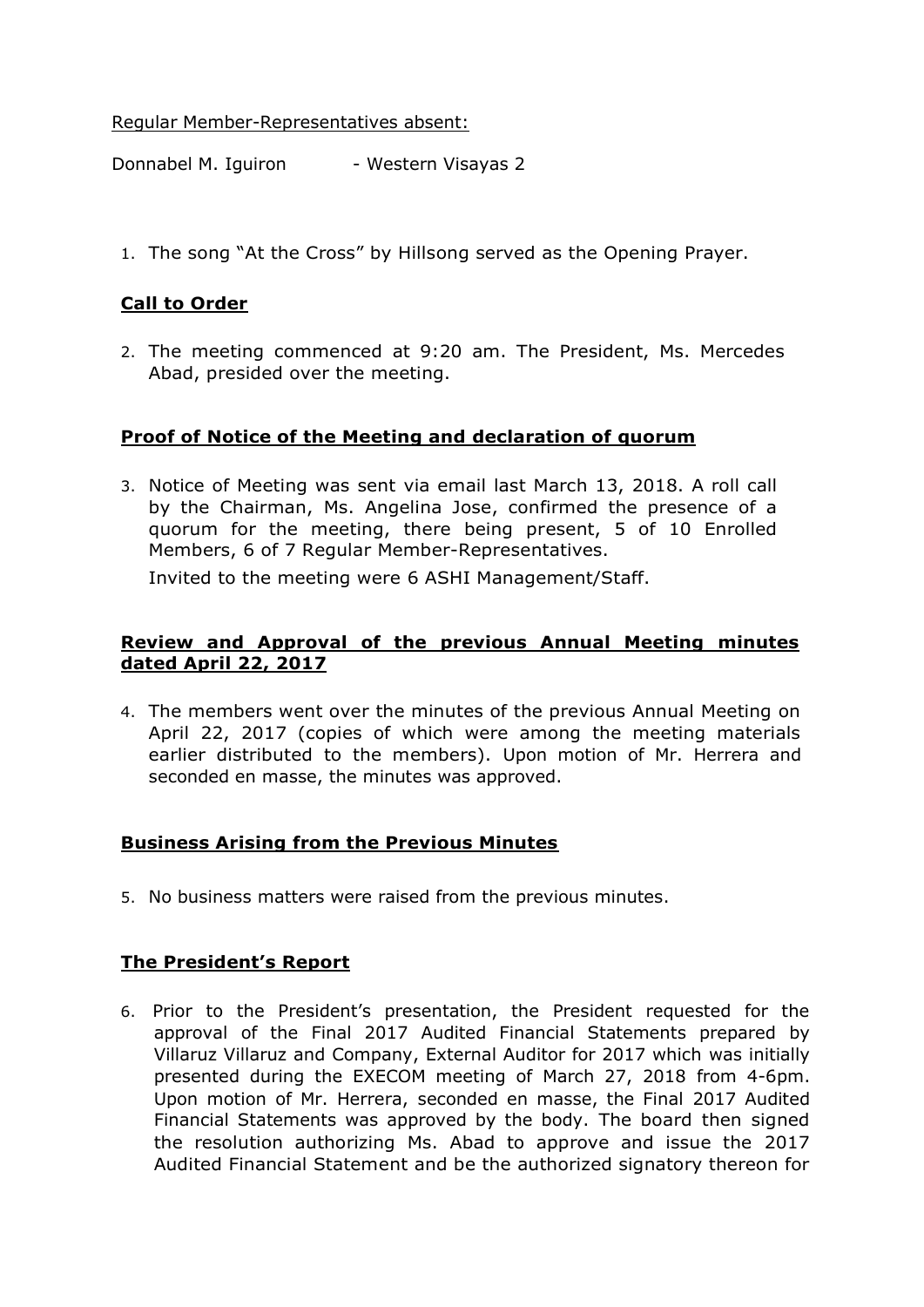Regular Member-Representatives absent:

Donnabel M. Iguiron - Western Visayas 2

1. The song "At the Cross" by Hillsong served as the Opening Prayer.

## Call to Order

2. The meeting commenced at 9:20 am. The President, Ms. Mercedes Abad, presided over the meeting.

## Proof of Notice of the Meeting and declaration of quorum

3. Notice of Meeting was sent via email last March 13, 2018. A roll call by the Chairman, Ms. Angelina Jose, confirmed the presence of a quorum for the meeting, there being present, 5 of 10 Enrolled Members, 6 of 7 Regular Member-Representatives.

   Invited to the meeting were 6 ASHI Management/Staff.

## Review and Approval of the previous Annual Meeting minutes dated April 22, 2017

4. The members went over the minutes of the previous Annual Meeting on April 22, 2017 (copies of which were among the meeting materials earlier distributed to the members). Upon motion of Mr. Herrera and seconded en masse, the minutes was approved.

## Business Arising from the Previous Minutes

5. No business matters were raised from the previous minutes.

## The President's Report

6. Prior to the President's presentation, the President requested for the approval of the Final 2017 Audited Financial Statements prepared by Villaruz Villaruz and Company, External Auditor for 2017 which was initially presented during the EXECOM meeting of March 27, 2018 from 4-6pm. Upon motion of Mr. Herrera, seconded en masse, the Final 2017 Audited Financial Statements was approved by the body. The board then signed the resolution authorizing Ms. Abad to approve and issue the 2017 Audited Financial Statement and be the authorized signatory thereon for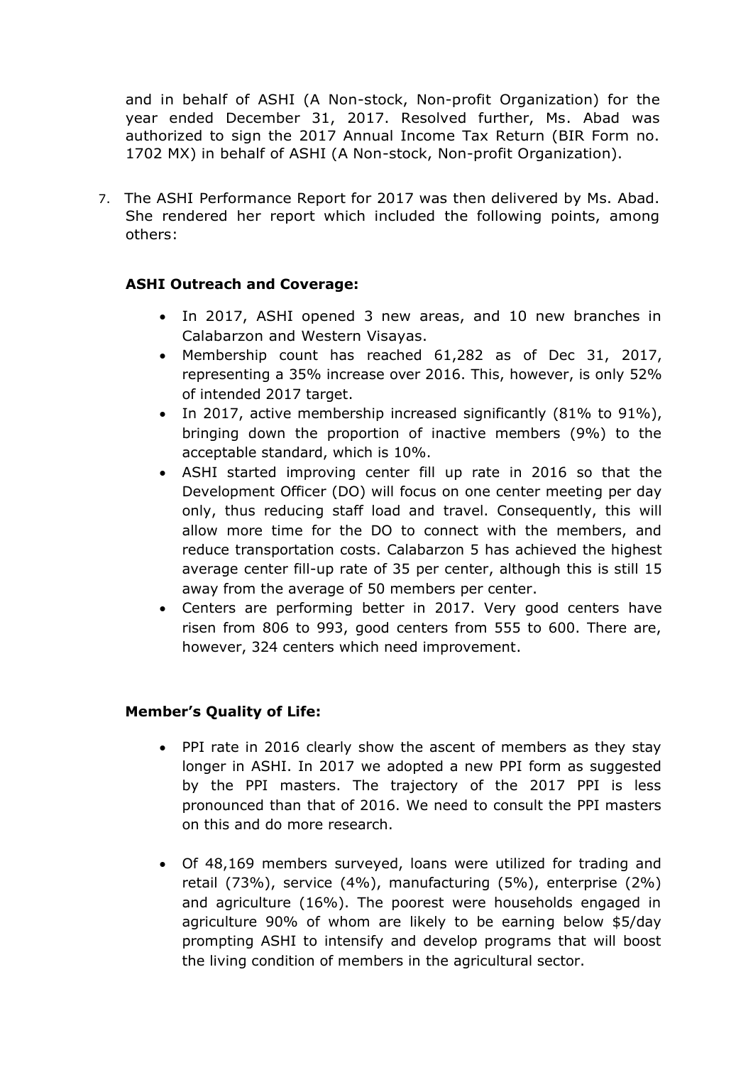and in behalf of ASHI (A Non-stock, Non-profit Organization) for the year ended December 31, 2017. Resolved further, Ms. Abad was authorized to sign the 2017 Annual Income Tax Return (BIR Form no. 1702 MX) in behalf of ASHI (A Non-stock, Non-profit Organization).

7. The ASHI Performance Report for 2017 was then delivered by Ms. Abad. She rendered her report which included the following points, among others:

**ASHI Outreach and Coverage:**

- In 2017, ASHI opened 3 new areas, and 10 new branches in Calabarzon and Western Visayas.
- Membership count has reached 61,282 as of Dec 31, 2017, representing a 35% increase over 2016. This, however, is only 52% of intended 2017 target.
- In 2017, active membership increased significantly (81% to 91%), bringing down the proportion of inactive members (9%) to the acceptable standard, which is 10%.
- ASHI started improving center fill up rate in 2016 so that the Development Officer (DO) will focus on one center meeting per day only, thus reducing staff load and travel. Consequently, this will allow more time for the DO to connect with the members, and reduce transportation costs. Calabarzon 5 has achieved the highest average center fill-up rate of 35 per center, although this is still 15 away from the average of 50 members per center.
- Centers are performing better in 2017. Very good centers have risen from 806 to 993, good centers from 555 to 600. There are, however, 324 centers which need improvement.

**Member's Quality of Life:**

- PPI rate in 2016 clearly show the ascent of members as they stay longer in ASHI. In 2017 we adopted a new PPI form as suggested by the PPI masters. The trajectory of the 2017 PPI is less pronounced than that of 2016. We need to consult the PPI masters on this and do more research.

- Of 48,169 members surveyed, loans were utilized for trading and retail (73%), service (4%), manufacturing (5%), enterprise (2%) and agriculture (16%). The poorest were households engaged in agriculture 90% of whom are likely to be earning below $5/day prompting ASHI to intensify and develop programs that will boost the living condition of members in the agricultural sector.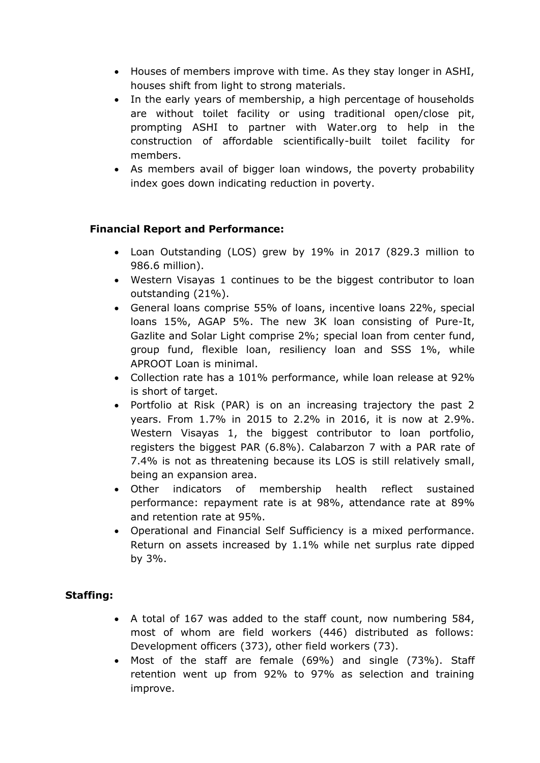- Houses of members improve with time. As they stay longer in ASHI, houses shift from light to strong materials.
- In the early years of membership, a high percentage of households are without toilet facility or using traditional open/close pit, prompting ASHI to partner with Water.org to help in the construction of affordable scientifically-built toilet facility for members.
- As members avail of bigger loan windows, the poverty probability index goes down indicating reduction in poverty.

**Financial Report and Performance:**

- Loan Outstanding (LOS) grew by 19% in 2017 (829.3 million to 986.6 million).
- Western Visayas 1 continues to be the biggest contributor to loan outstanding (21%).
- General loans comprise 55% of loans, incentive loans 22%, special loans 15%, AGAP 5%. The new 3K loan consisting of Pure-It, Gazlite and Solar Light comprise 2%; special loan from center fund, group fund, flexible loan, resiliency loan and SSS 1%, while APROOT Loan is minimal.
- Collection rate has a 101% performance, while loan release at 92% is short of target.
- Portfolio at Risk (PAR) is on an increasing trajectory the past 2 years. From 1.7% in 2015 to 2.2% in 2016, it is now at 2.9%. Western Visayas 1, the biggest contributor to loan portfolio, registers the biggest PAR (6.8%). Calabarzon 7 with a PAR rate of 7.4% is not as threatening because its LOS is still relatively small, being an expansion area.
- Other indicators of membership health reflect sustained performance: repayment rate is at 98%, attendance rate at 89% and retention rate at 95%.
- Operational and Financial Self Sufficiency is a mixed performance. Return on assets increased by 1.1% while net surplus rate dipped by 3%.

**Staffing:**

- A total of 167 was added to the staff count, now numbering 584, most of whom are field workers (446) distributed as follows: Development officers (373), other field workers (73).
- Most of the staff are female (69%) and single (73%). Staff retention went up from 92% to 97% as selection and training improve.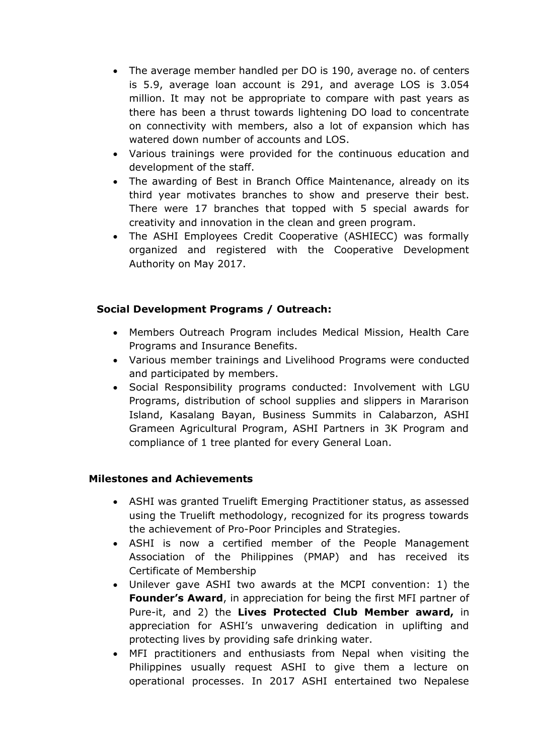- The average member handled per DO is 190, average no. of centers is 5.9, average loan account is 291, and average LOS is 3.054 million. It may not be appropriate to compare with past years as there has been a thrust towards lightening DO load to concentrate on connectivity with members, also a lot of expansion which has watered down number of accounts and LOS.
- Various trainings were provided for the continuous education and development of the staff.
- The awarding of Best in Branch Office Maintenance, already on its third year motivates branches to show and preserve their best. There were 17 branches that topped with 5 special awards for creativity and innovation in the clean and green program.
- The ASHI Employees Credit Cooperative (ASHIECC) was formally organized and registered with the Cooperative Development Authority on May 2017.

**Social Development Programs / Outreach:**

- Members Outreach Program includes Medical Mission, Health Care Programs and Insurance Benefits.
- Various member trainings and Livelihood Programs were conducted and participated by members.
- Social Responsibility programs conducted: Involvement with LGU Programs, distribution of school supplies and slippers in Mararison Island, Kasalang Bayan, Business Summits in Calabarzon, ASHI Grameen Agricultural Program, ASHI Partners in 3K Program and compliance of 1 tree planted for every General Loan.

**Milestones and Achievements**

- ASHI was granted Truelift Emerging Practitioner status, as assessed using the Truelift methodology, recognized for its progress towards the achievement of Pro-Poor Principles and Strategies.
- ASHI is now a certified member of the People Management Association of the Philippines (PMAP) and has received its Certificate of Membership
- Unilever gave ASHI two awards at the MCPI convention: 1) the **Founder's Award**, in appreciation for being the first MFI partner of Pure-it, and 2) the **Lives Protected Club Member award,** in appreciation for ASHI's unwavering dedication in uplifting and protecting lives by providing safe drinking water.
- MFI practitioners and enthusiasts from Nepal when visiting the Philippines usually request ASHI to give them a lecture on operational processes. In 2017 ASHI entertained two Nepalese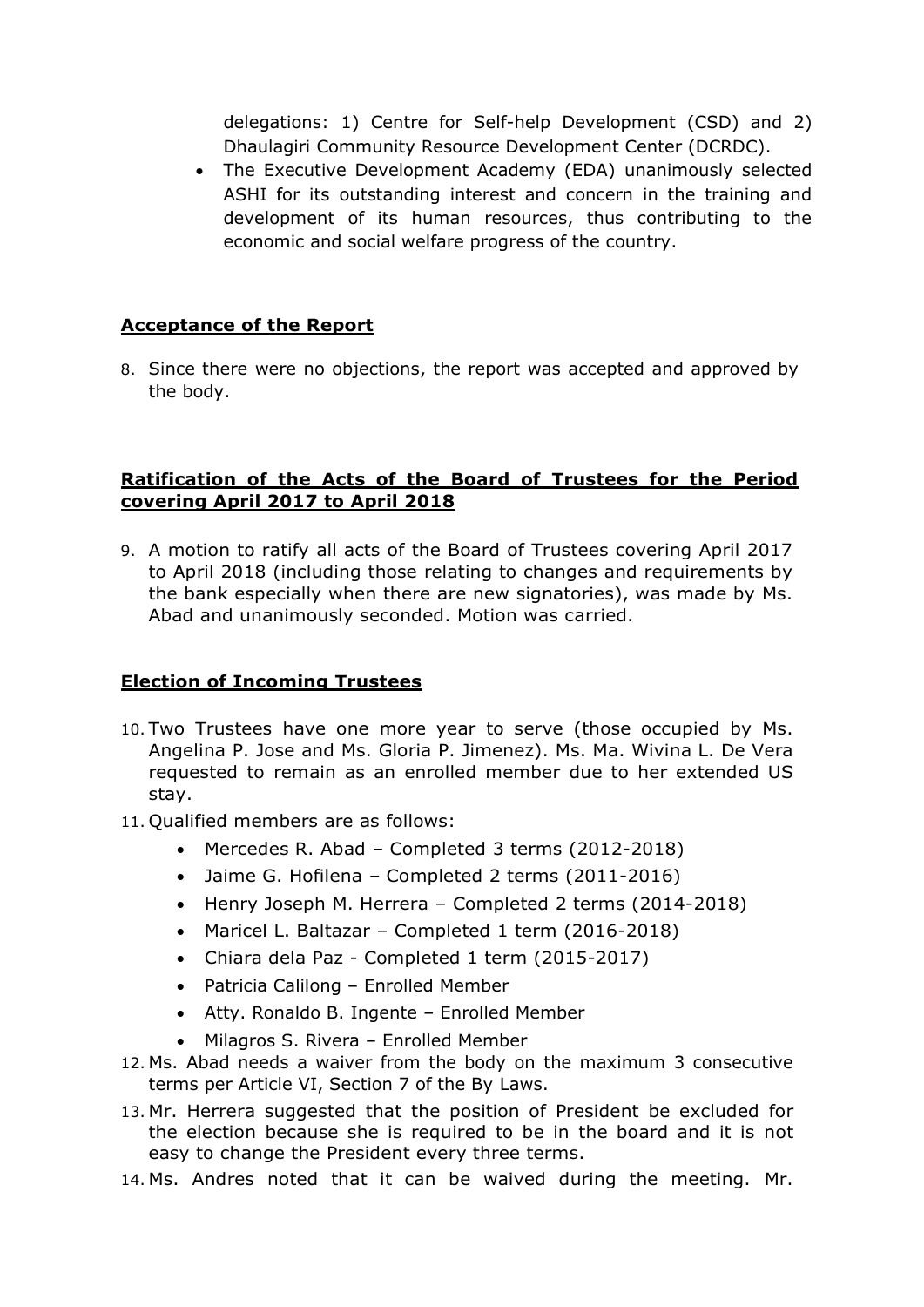delegations: 1) Centre for Self-help Development (CSD) and 2) Dhaulagiri Community Resource Development Center (DCRDC).

- The Executive Development Academy (EDA) unanimously selected ASHI for its outstanding interest and concern in the training and development of its human resources, thus contributing to the economic and social welfare progress of the country.

**Acceptance of the Report**

8. Since there were no objections, the report was accepted and approved by the body.

**Ratification of the Acts of the Board of Trustees for the Period covering April 2017 to April 2018**

9. A motion to ratify all acts of the Board of Trustees covering April 2017 to April 2018 (including those relating to changes and requirements by the bank especially when there are new signatories), was made by Ms. Abad and unanimously seconded. Motion was carried.

**Election of Incoming Trustees**

10. Two Trustees have one more year to serve (those occupied by Ms. Angelina P. Jose and Ms. Gloria P. Jimenez). Ms. Ma. Wivina L. De Vera requested to remain as an enrolled member due to her extended US stay.
11. Qualified members are as follows:
    - Mercedes R. Abad – Completed 3 terms (2012-2018)
    - Jaime G. Hofilena – Completed 2 terms (2011-2016)
    - Henry Joseph M. Herrera – Completed 2 terms (2014-2018)
    - Maricel L. Baltazar – Completed 1 term (2016-2018)
    - Chiara dela Paz - Completed 1 term (2015-2017)
    - Patricia Calilong – Enrolled Member
    - Atty. Ronaldo B. Ingente – Enrolled Member
    - Milagros S. Rivera – Enrolled Member
12. Ms. Abad needs a waiver from the body on the maximum 3 consecutive terms per Article VI, Section 7 of the By Laws.
13. Mr. Herrera suggested that the position of President be excluded for the election because she is required to be in the board and it is not easy to change the President every three terms.
14. Ms. Andres noted that it can be waived during the meeting. Mr.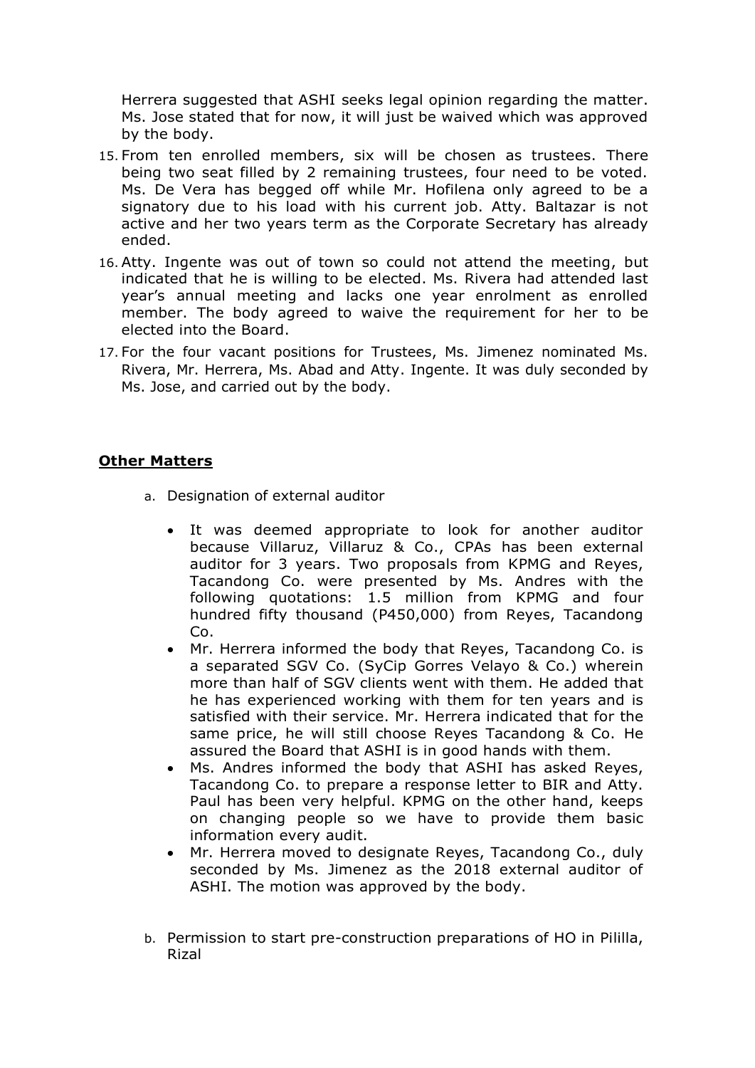Herrera suggested that ASHI seeks legal opinion regarding the matter. Ms. Jose stated that for now, it will just be waived which was approved by the body.

15. From ten enrolled members, six will be chosen as trustees. There being two seat filled by 2 remaining trustees, four need to be voted. Ms. De Vera has begged off while Mr. Hofilena only agreed to be a signatory due to his load with his current job. Atty. Baltazar is not active and her two years term as the Corporate Secretary has already ended.
16. Atty. Ingente was out of town so could not attend the meeting, but indicated that he is willing to be elected. Ms. Rivera had attended last year's annual meeting and lacks one year enrolment as enrolled member. The body agreed to waive the requirement for her to be elected into the Board.
17. For the four vacant positions for Trustees, Ms. Jimenez nominated Ms. Rivera, Mr. Herrera, Ms. Abad and Atty. Ingente. It was duly seconded by Ms. Jose, and carried out by the body.

**Other Matters**

a. Designation of external auditor

   - It was deemed appropriate to look for another auditor because Villaruz, Villaruz & Co., CPAs has been external auditor for 3 years. Two proposals from KPMG and Reyes, Tacandong Co. were presented by Ms. Andres with the following quotations: 1.5 million from KPMG and four hundred fifty thousand (P450,000) from Reyes, Tacandong Co.
   - Mr. Herrera informed the body that Reyes, Tacandong Co. is a separated SGV Co. (SyCip Gorres Velayo & Co.) wherein more than half of SGV clients went with them. He added that he has experienced working with them for ten years and is satisfied with their service. Mr. Herrera indicated that for the same price, he will still choose Reyes Tacandong & Co. He assured the Board that ASHI is in good hands with them.
   - Ms. Andres informed the body that ASHI has asked Reyes, Tacandong Co. to prepare a response letter to BIR and Atty. Paul has been very helpful. KPMG on the other hand, keeps on changing people so we have to provide them basic information every audit.
   - Mr. Herrera moved to designate Reyes, Tacandong Co., duly seconded by Ms. Jimenez as the 2018 external auditor of ASHI. The motion was approved by the body.

b. Permission to start pre-construction preparations of HO in Pililla, Rizal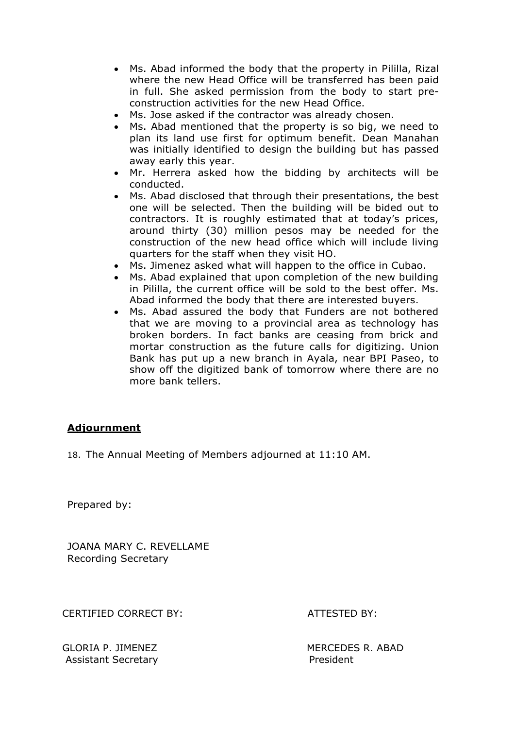- Ms. Abad informed the body that the property in Pililla, Rizal where the new Head Office will be transferred has been paid in full. She asked permission from the body to start pre-construction activities for the new Head Office.
- Ms. Jose asked if the contractor was already chosen.
- Ms. Abad mentioned that the property is so big, we need to plan its land use first for optimum benefit. Dean Manahan was initially identified to design the building but has passed away early this year.
- Mr. Herrera asked how the bidding by architects will be conducted.
- Ms. Abad disclosed that through their presentations, the best one will be selected. Then the building will be bided out to contractors. It is roughly estimated that at today's prices, around thirty (30) million pesos may be needed for the construction of the new head office which will include living quarters for the staff when they visit HO.
- Ms. Jimenez asked what will happen to the office in Cubao.
- Ms. Abad explained that upon completion of the new building in Pililla, the current office will be sold to the best offer. Ms. Abad informed the body that there are interested buyers.
- Ms. Abad assured the body that Funders are not bothered that we are moving to a provincial area as technology has broken borders. In fact banks are ceasing from brick and mortar construction as the future calls for digitizing. Union Bank has put up a new branch in Ayala, near BPI Paseo, to show off the digitized bank of tomorrow where there are no more bank tellers.

## Adjournment

18. The Annual Meeting of Members adjourned at 11:10 AM.

Prepared by:

JOANA MARY C. REVELLAME
Recording Secretary

CERTIFIED CORRECT BY:

GLORIA P. JIMENEZ
Assistant Secretary

ATTESTED BY:

MERCEDES R. ABAD
President